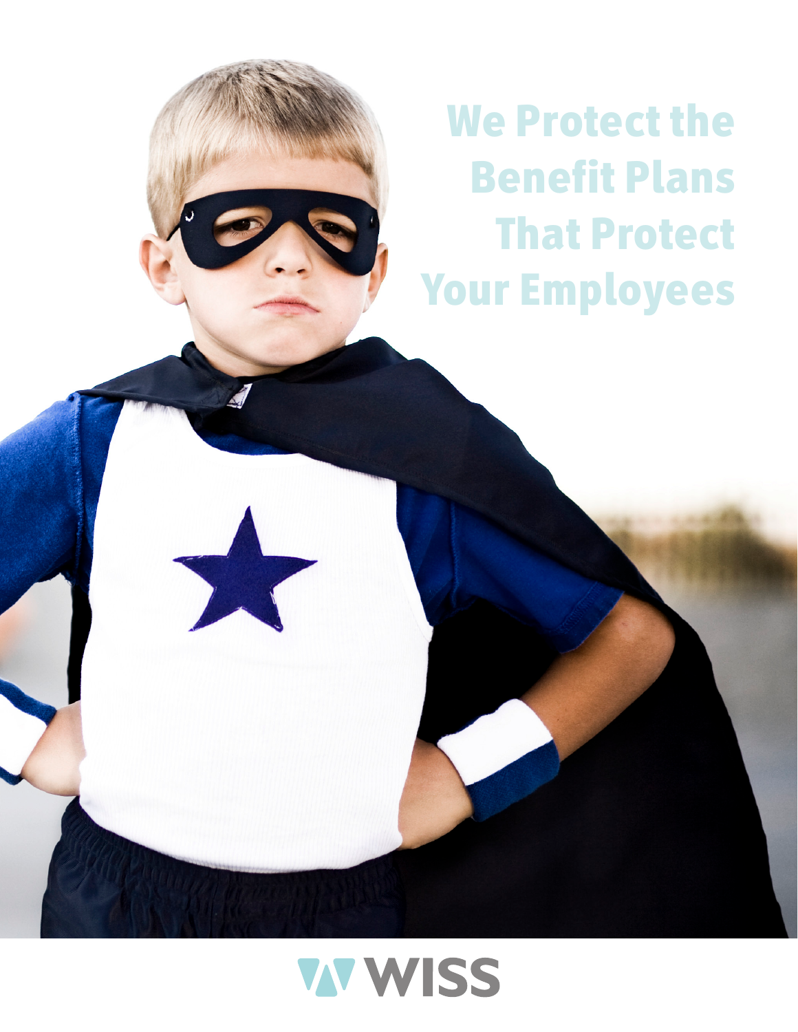# We Protect the Benefit Plans That Protect Your Employees

WISS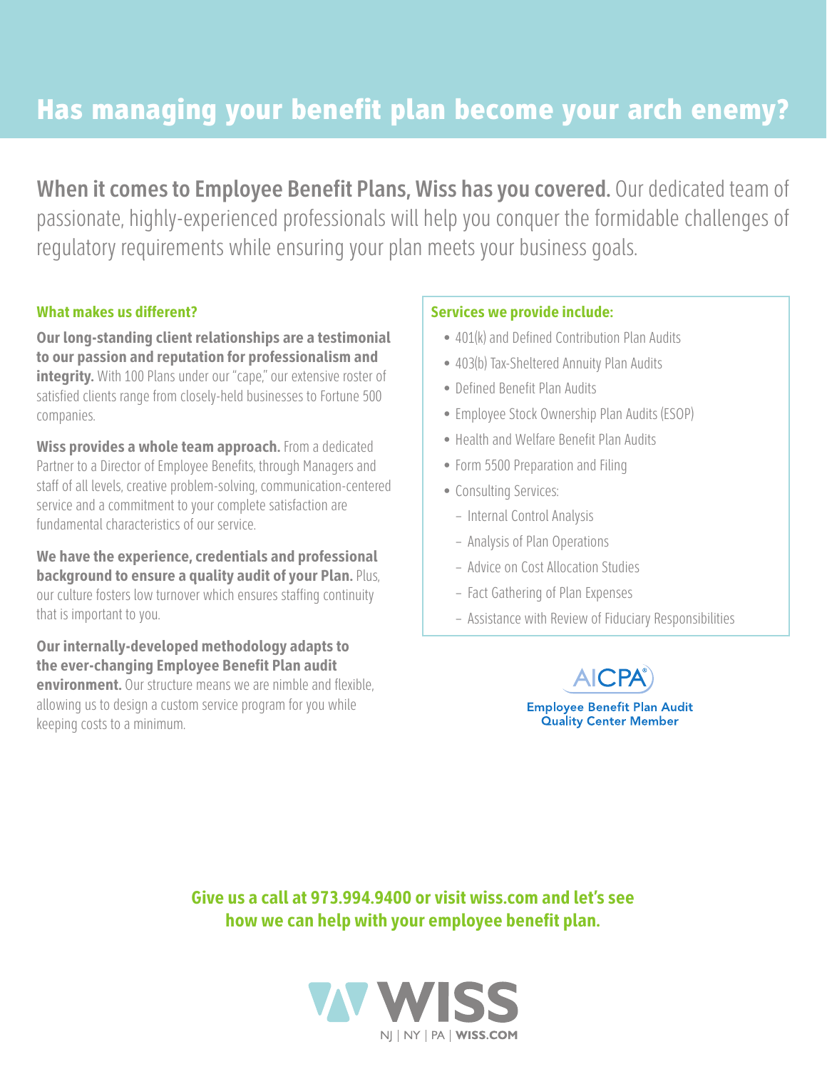# Has managing your benefit plan become your arch enemy?

**When it comes to Employee Benefit Plans, Wiss has you covered.** Our dedicated team of passionate, highly-experienced professionals will help you conquer the formidable challenges of regulatory requirements while ensuring your plan meets your business goals.

### What makes us different?

**Our long-standing client relationships are a testimonial to our passion and reputation for professionalism and integrity.** With 100 Plans under our "cape," our extensive roster of satisfied clients range from closely-held businesses to Fortune 500 companies.

**Wiss provides a whole team approach.** From a dedicated Partner to a Director of Employee Benefits, through Managers and staff of all levels, creative problem-solving, communication-centered service and a commitment to your complete satisfaction are fundamental characteristics of our service.

**We have the experience, credentials and professional background to ensure a quality audit of your Plan.** Plus, our culture fosters low turnover which ensures staffing continuity that is important to you.

**Our internally-developed methodology adapts to the ever-changing Employee Benefit Plan audit environment.** Our structure means we are nimble and flexible, allowing us to design a custom service program for you while keeping costs to a minimum.

### Services we provide include:

- 401(k) and Defined Contribution Plan Audits
- 403(b) Tax-Sheltered Annuity Plan Audits
- Defined Benefit Plan Audits
- Employee Stock Ownership Plan Audits (ESOP)
- Health and Welfare Benefit Plan Audits
- Form 5500 Preparation and Filing
- Consulting Services:
  - Internal Control Analysis
  - Analysis of Plan Operations
  - Advice on Cost Allocation Studies
  - Fact Gathering of Plan Expenses
  - Assistance with Review of Fiduciary Responsibilities

AICPA®
Employee Benefit Plan Audit Quality Center Member

**Give us a call at 973.994.9400 or visit wiss.com and let's see how we can help with your employee benefit plan.**

WISS
NJ | NY | PA | WISS.COM